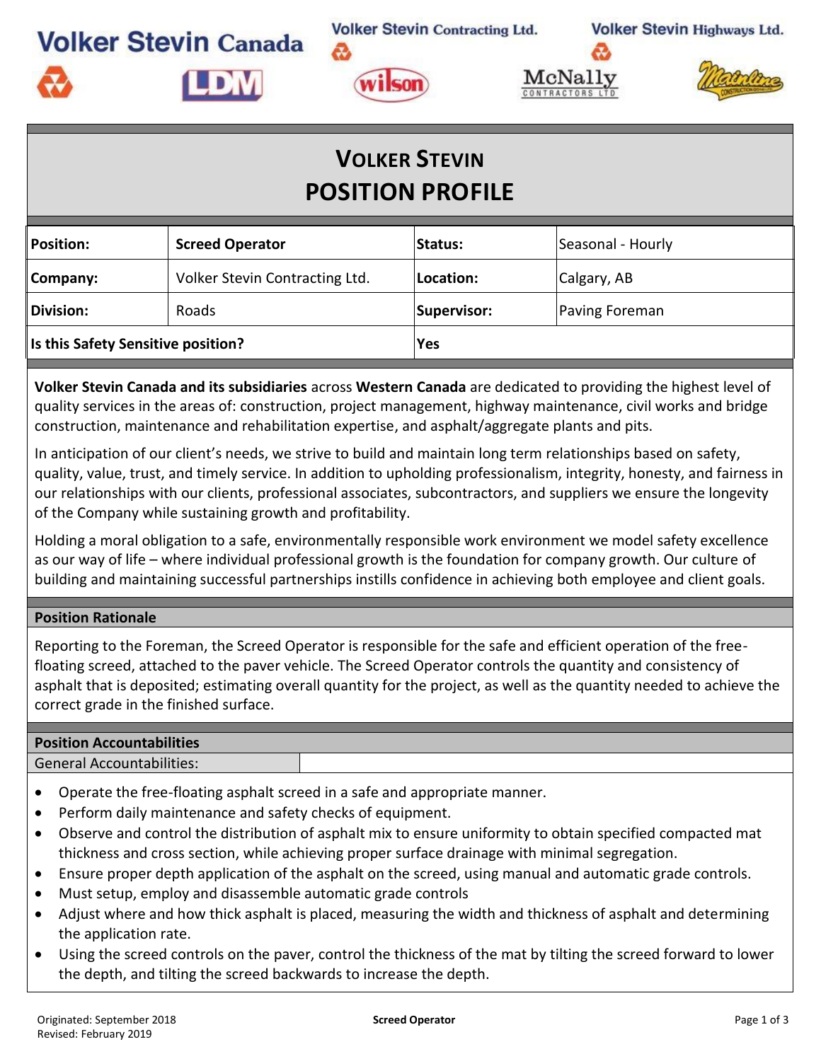Volker Stevin Canada | Volker Stevin Contracting Ltd. | Volker Stevin Highways Ltd.

# VOLKER STEVIN
# POSITION PROFILE

| **Position:** | **Screed Operator** | **Status:** | Seasonal - Hourly |
|---|---|---|---|
| **Company:** | Volker Stevin Contracting Ltd. | **Location:** | Calgary, AB |
| **Division:** | Roads | **Supervisor:** | Paving Foreman |
| **Is this Safety Sensitive position?** | | **Yes** | |

**Volker Stevin Canada and its subsidiaries** across **Western Canada** are dedicated to providing the highest level of quality services in the areas of: construction, project management, highway maintenance, civil works and bridge construction, maintenance and rehabilitation expertise, and asphalt/aggregate plants and pits.

In anticipation of our client's needs, we strive to build and maintain long term relationships based on safety, quality, value, trust, and timely service. In addition to upholding professionalism, integrity, honesty, and fairness in our relationships with our clients, professional associates, subcontractors, and suppliers we ensure the longevity of the Company while sustaining growth and profitability.

Holding a moral obligation to a safe, environmentally responsible work environment we model safety excellence as our way of life – where individual professional growth is the foundation for company growth. Our culture of building and maintaining successful partnerships instills confidence in achieving both employee and client goals.

## Position Rationale

Reporting to the Foreman, the Screed Operator is responsible for the safe and efficient operation of the free-floating screed, attached to the paver vehicle. The Screed Operator controls the quantity and consistency of asphalt that is deposited; estimating overall quantity for the project, as well as the quantity needed to achieve the correct grade in the finished surface.

## Position Accountabilities

General Accountabilities:

- Operate the free-floating asphalt screed in a safe and appropriate manner.
- Perform daily maintenance and safety checks of equipment.
- Observe and control the distribution of asphalt mix to ensure uniformity to obtain specified compacted mat thickness and cross section, while achieving proper surface drainage with minimal segregation.
- Ensure proper depth application of the asphalt on the screed, using manual and automatic grade controls.
- Must setup, employ and disassemble automatic grade controls
- Adjust where and how thick asphalt is placed, measuring the width and thickness of asphalt and determining the application rate.
- Using the screed controls on the paver, control the thickness of the mat by tilting the screed forward to lower the depth, and tilting the screed backwards to increase the depth.

Originated: September 2018
Revised: February 2019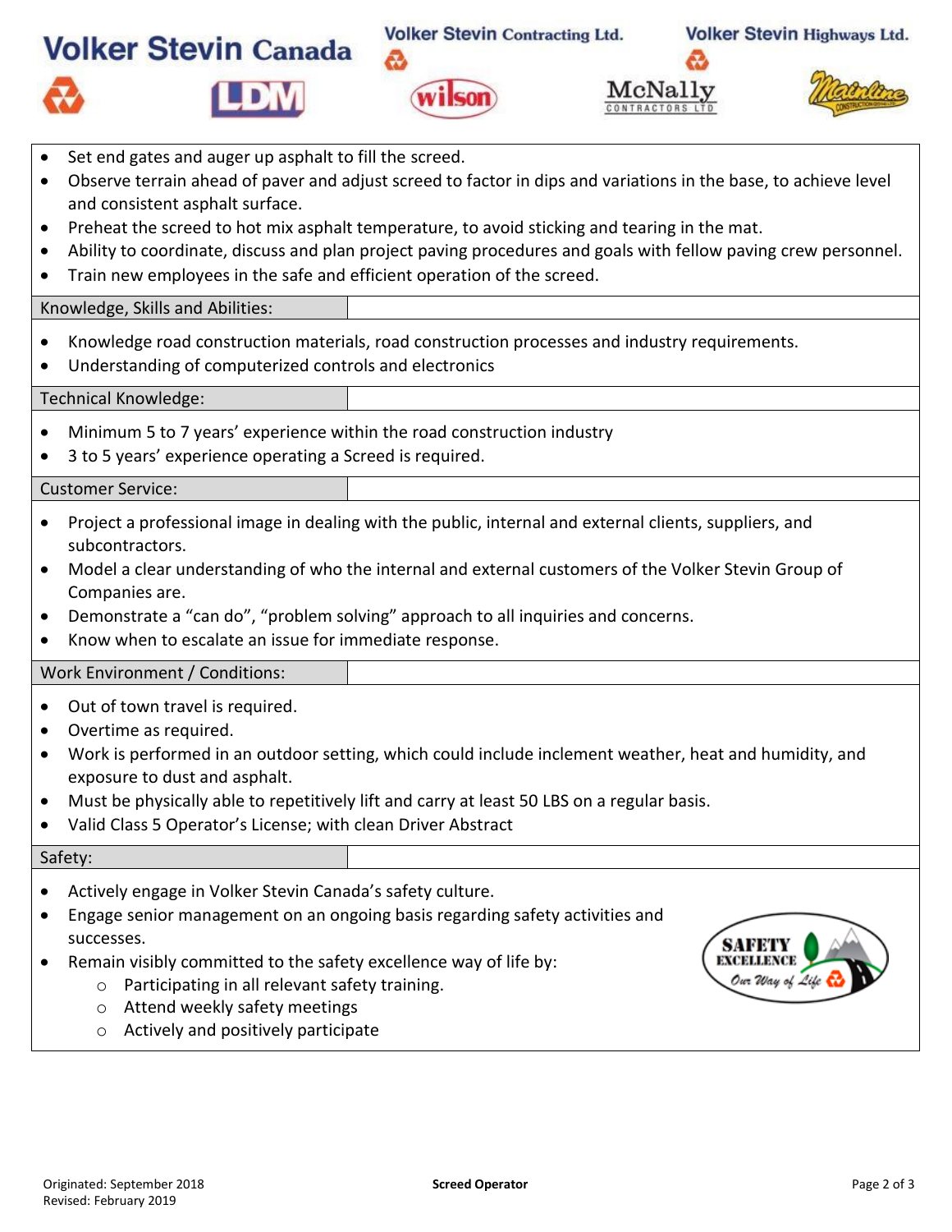- Set end gates and auger up asphalt to fill the screed.
- Observe terrain ahead of paver and adjust screed to factor in dips and variations in the base, to achieve level and consistent asphalt surface.
- Preheat the screed to hot mix asphalt temperature, to avoid sticking and tearing in the mat.
- Ability to coordinate, discuss and plan project paving procedures and goals with fellow paving crew personnel.
- Train new employees in the safe and efficient operation of the screed.

## Knowledge, Skills and Abilities:

- Knowledge road construction materials, road construction processes and industry requirements.
- Understanding of computerized controls and electronics

## Technical Knowledge:

- Minimum 5 to 7 years' experience within the road construction industry
- 3 to 5 years' experience operating a Screed is required.

## Customer Service:

- Project a professional image in dealing with the public, internal and external clients, suppliers, and subcontractors.
- Model a clear understanding of who the internal and external customers of the Volker Stevin Group of Companies are.
- Demonstrate a "can do", "problem solving" approach to all inquiries and concerns.
- Know when to escalate an issue for immediate response.

## Work Environment / Conditions:

- Out of town travel is required.
- Overtime as required.
- Work is performed in an outdoor setting, which could include inclement weather, heat and humidity, and exposure to dust and asphalt.
- Must be physically able to repetitively lift and carry at least 50 LBS on a regular basis.
- Valid Class 5 Operator's License; with clean Driver Abstract

## Safety:

- Actively engage in Volker Stevin Canada's safety culture.
- Engage senior management on an ongoing basis regarding safety activities and successes.
- Remain visibly committed to the safety excellence way of life by:
  - Participating in all relevant safety training.
  - Attend weekly safety meetings
  - Actively and positively participate

Originated: September 2018
Revised: February 2019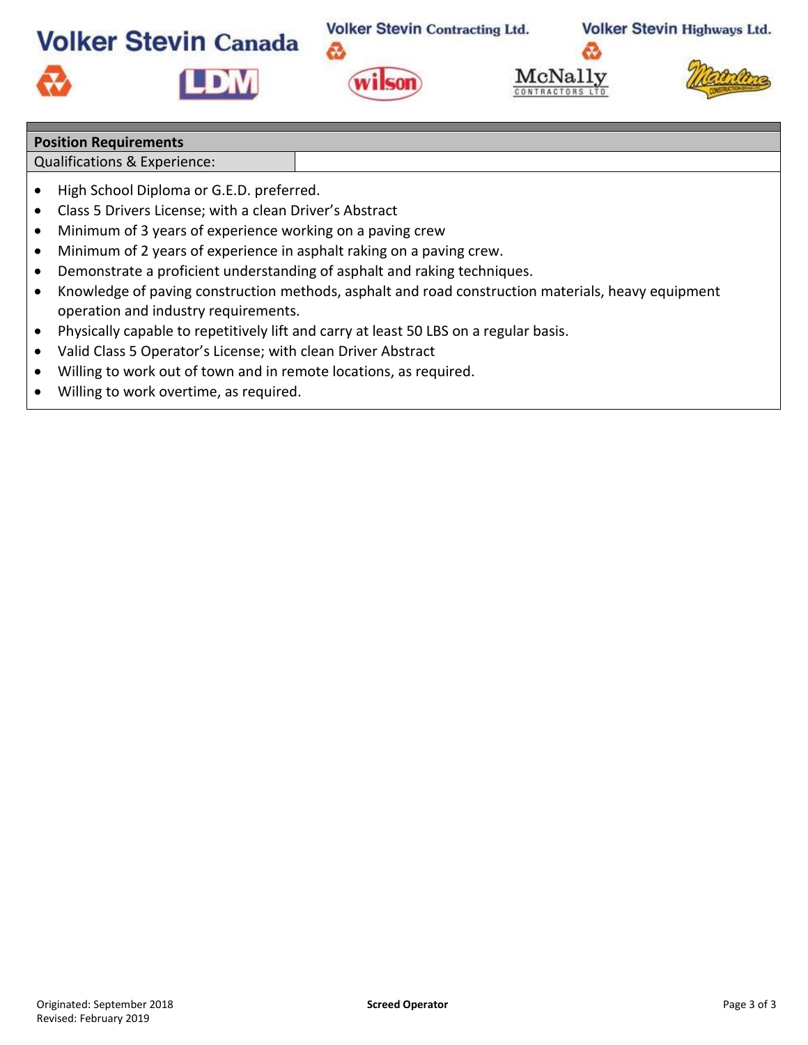| Position Requirements | |
|---|---|
| Qualifications & Experience: | |

- High School Diploma or G.E.D. preferred.
- Class 5 Drivers License; with a clean Driver's Abstract
- Minimum of 3 years of experience working on a paving crew
- Minimum of 2 years of experience in asphalt raking on a paving crew.
- Demonstrate a proficient understanding of asphalt and raking techniques.
- Knowledge of paving construction methods, asphalt and road construction materials, heavy equipment operation and industry requirements.
- Physically capable to repetitively lift and carry at least 50 LBS on a regular basis.
- Valid Class 5 Operator's License; with clean Driver Abstract
- Willing to work out of town and in remote locations, as required.
- Willing to work overtime, as required.